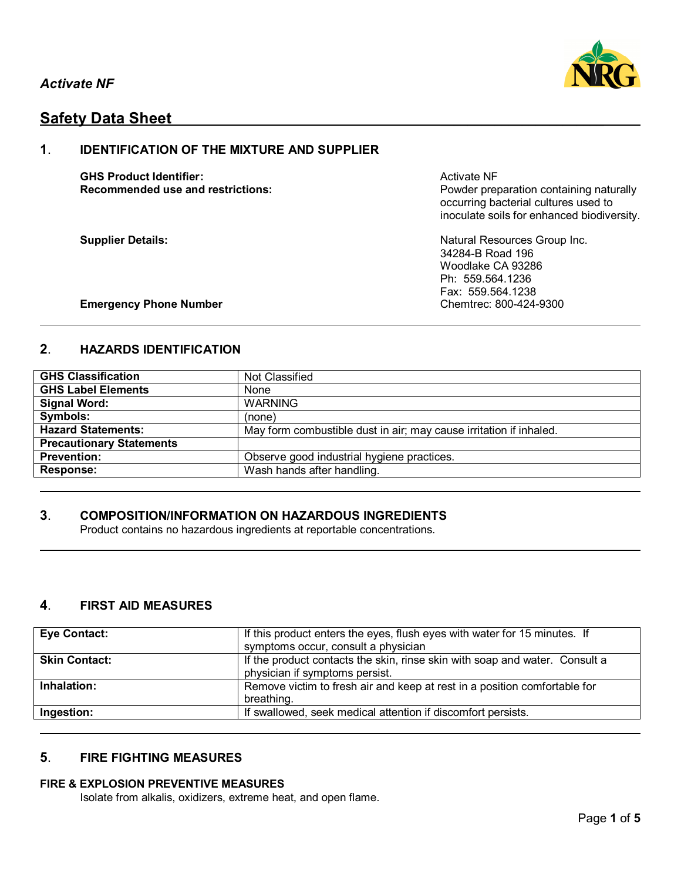*Activate NF*

## Safety Data Sheet

### 1. IDENTIFICATION OF THE MIXTURE AND SUPPLIER

**GHS Product Identifier:** Activate NF

**Recommended use and restrictions:** Powder preparation containing naturally occurring bacterial cultures used to inoculate soils for enhanced biodiversity.

**Supplier Details:** Natural Resources Group Inc.
34284-B Road 196
Woodlake CA 93286
Ph: 559.564.1236
Fax: 559.564.1238

**Emergency Phone Number** Chemtrec: 800-424-9300

### 2. HAZARDS IDENTIFICATION

| | |
|---|---|
| **GHS Classification** | Not Classified |
| **GHS Label Elements** | None |
| **Signal Word:** | WARNING |
| **Symbols:** | (none) |
| **Hazard Statements:** | May form combustible dust in air; may cause irritation if inhaled. |
| **Precautionary Statements** | |
| **Prevention:** | Observe good industrial hygiene practices. |
| **Response:** | Wash hands after handling. |

### 3. COMPOSITION/INFORMATION ON HAZARDOUS INGREDIENTS

Product contains no hazardous ingredients at reportable concentrations.

### 4. FIRST AID MEASURES

| | |
|---|---|
| **Eye Contact:** | If this product enters the eyes, flush eyes with water for 15 minutes. If symptoms occur, consult a physician |
| **Skin Contact:** | If the product contacts the skin, rinse skin with soap and water. Consult a physician if symptoms persist. |
| **Inhalation:** | Remove victim to fresh air and keep at rest in a position comfortable for breathing. |
| **Ingestion:** | If swallowed, seek medical attention if discomfort persists. |

### 5. FIRE FIGHTING MEASURES

**FIRE & EXPLOSION PREVENTIVE MEASURES**

Isolate from alkalis, oxidizers, extreme heat, and open flame.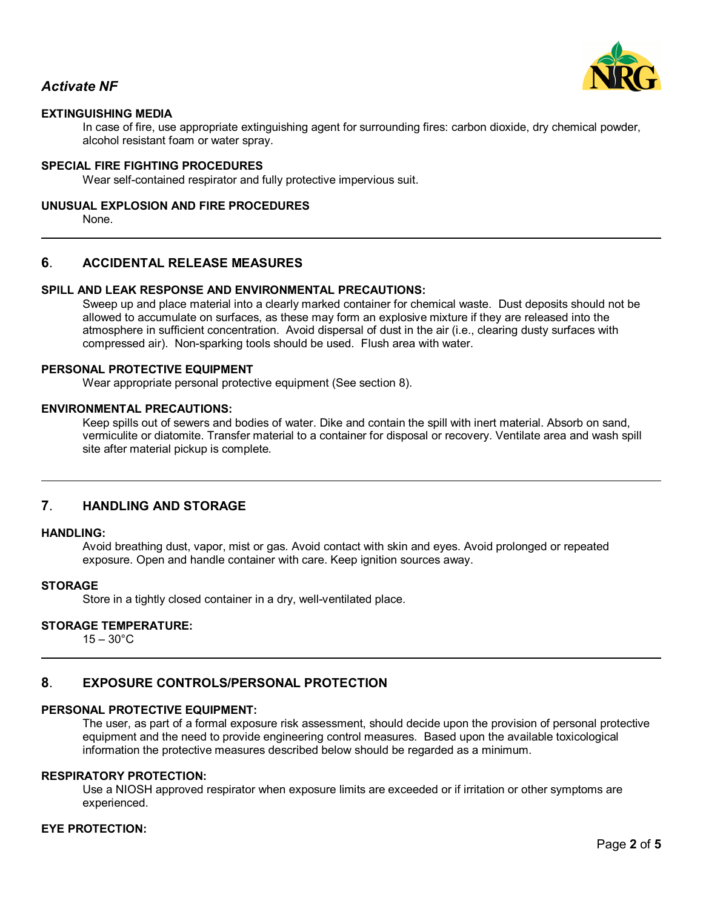#### EXTINGUISHING MEDIA

In case of fire, use appropriate extinguishing agent for surrounding fires: carbon dioxide, dry chemical powder, alcohol resistant foam or water spray.

#### SPECIAL FIRE FIGHTING PROCEDURES

Wear self-contained respirator and fully protective impervious suit.

#### UNUSUAL EXPLOSION AND FIRE PROCEDURES

None.

---

## 6. ACCIDENTAL RELEASE MEASURES

#### SPILL AND LEAK RESPONSE AND ENVIRONMENTAL PRECAUTIONS:

Sweep up and place material into a clearly marked container for chemical waste. Dust deposits should not be allowed to accumulate on surfaces, as these may form an explosive mixture if they are released into the atmosphere in sufficient concentration. Avoid dispersal of dust in the air (i.e., clearing dusty surfaces with compressed air). Non-sparking tools should be used. Flush area with water.

#### PERSONAL PROTECTIVE EQUIPMENT

Wear appropriate personal protective equipment (See section 8).

#### ENVIRONMENTAL PRECAUTIONS:

Keep spills out of sewers and bodies of water. Dike and contain the spill with inert material. Absorb on sand, vermiculite or diatomite. Transfer material to a container for disposal or recovery. Ventilate area and wash spill site after material pickup is complete.

---

## 7. HANDLING AND STORAGE

#### HANDLING:

Avoid breathing dust, vapor, mist or gas. Avoid contact with skin and eyes. Avoid prolonged or repeated exposure. Open and handle container with care. Keep ignition sources away.

#### STORAGE

Store in a tightly closed container in a dry, well-ventilated place.

#### STORAGE TEMPERATURE:

15 – 30°C

---

## 8. EXPOSURE CONTROLS/PERSONAL PROTECTION

#### PERSONAL PROTECTIVE EQUIPMENT:

The user, as part of a formal exposure risk assessment, should decide upon the provision of personal protective equipment and the need to provide engineering control measures. Based upon the available toxicological information the protective measures described below should be regarded as a minimum.

#### RESPIRATORY PROTECTION:

Use a NIOSH approved respirator when exposure limits are exceeded or if irritation or other symptoms are experienced.

#### EYE PROTECTION: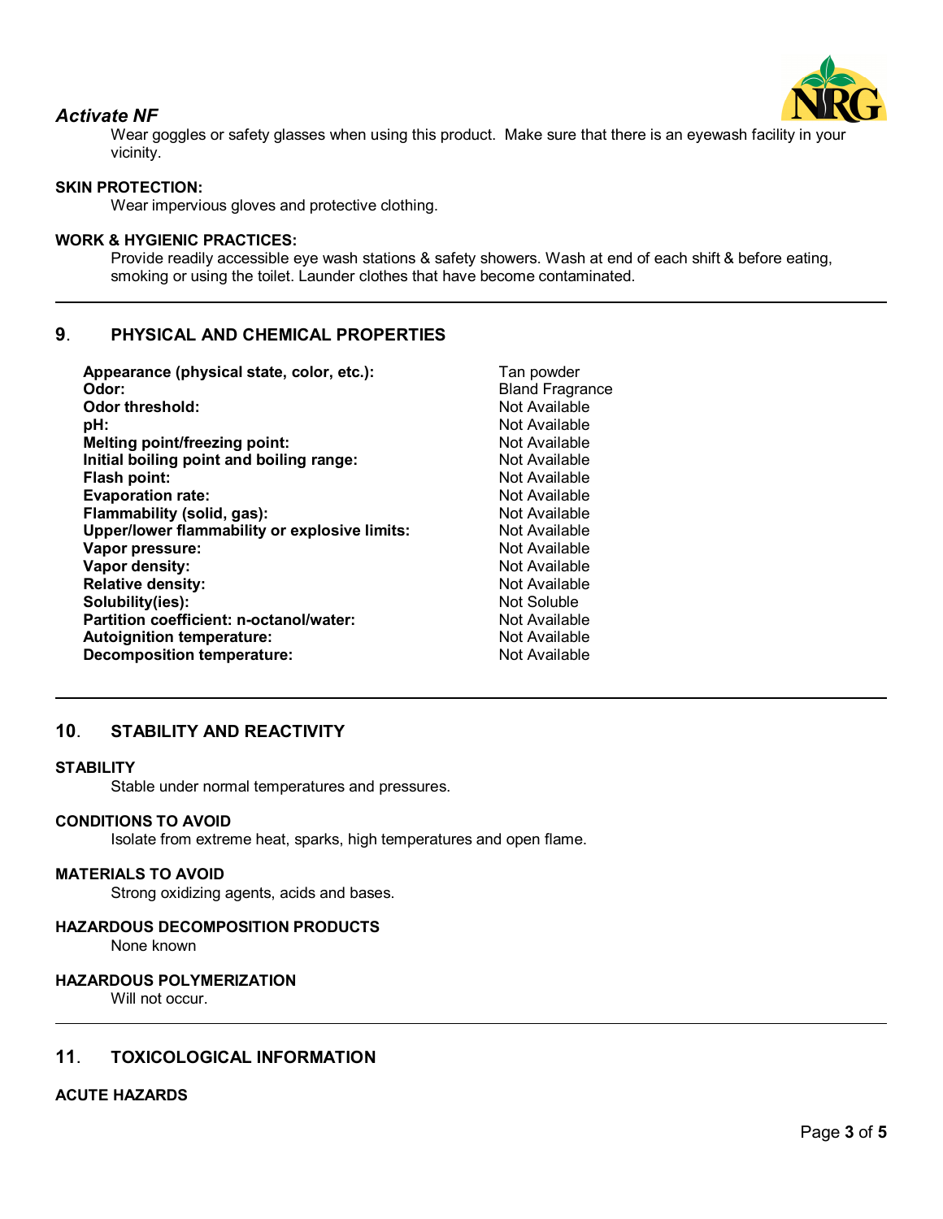Wear goggles or safety glasses when using this product. Make sure that there is an eyewash facility in your vicinity.

**SKIN PROTECTION:**

Wear impervious gloves and protective clothing.

**WORK & HYGIENIC PRACTICES:**

Provide readily accessible eye wash stations & safety showers. Wash at end of each shift & before eating, smoking or using the toilet. Launder clothes that have become contaminated.

## 9. PHYSICAL AND CHEMICAL PROPERTIES

| Property | Value |
|---|---|
| **Appearance (physical state, color, etc.):** | Tan powder |
| **Odor:** | Bland Fragrance |
| **Odor threshold:** | Not Available |
| **pH:** | Not Available |
| **Melting point/freezing point:** | Not Available |
| **Initial boiling point and boiling range:** | Not Available |
| **Flash point:** | Not Available |
| **Evaporation rate:** | Not Available |
| **Flammability (solid, gas):** | Not Available |
| **Upper/lower flammability or explosive limits:** | Not Available |
| **Vapor pressure:** | Not Available |
| **Vapor density:** | Not Available |
| **Relative density:** | Not Available |
| **Solubility(ies):** | Not Soluble |
| **Partition coefficient: n-octanol/water:** | Not Available |
| **Autoignition temperature:** | Not Available |
| **Decomposition temperature:** | Not Available |

## 10. STABILITY AND REACTIVITY

**STABILITY**

Stable under normal temperatures and pressures.

**CONDITIONS TO AVOID**

Isolate from extreme heat, sparks, high temperatures and open flame.

**MATERIALS TO AVOID**

Strong oxidizing agents, acids and bases.

**HAZARDOUS DECOMPOSITION PRODUCTS**

None known

**HAZARDOUS POLYMERIZATION**

Will not occur.

## 11. TOXICOLOGICAL INFORMATION

**ACUTE HAZARDS**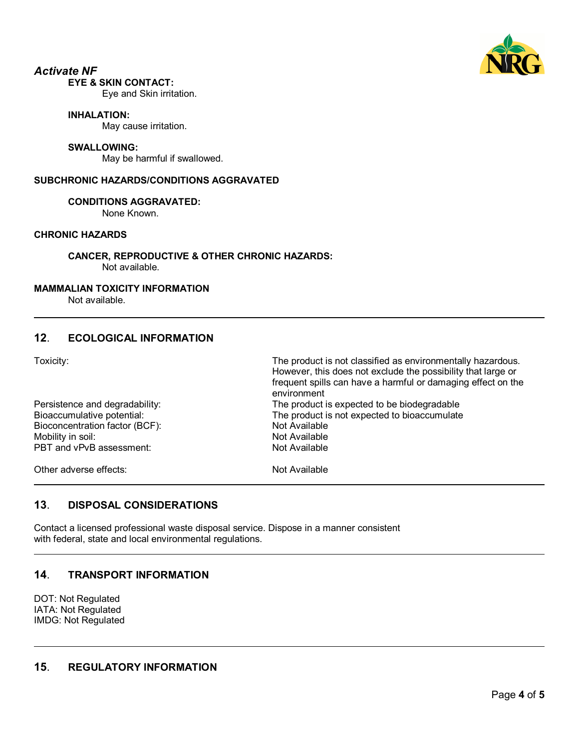*Activate NF*

**EYE & SKIN CONTACT:**
Eye and Skin irritation.

**INHALATION:**
May cause irritation.

**SWALLOWING:**
May be harmful if swallowed.

**SUBCHRONIC HAZARDS/CONDITIONS AGGRAVATED**

**CONDITIONS AGGRAVATED:**
None Known.

**CHRONIC HAZARDS**

**CANCER, REPRODUCTIVE & OTHER CHRONIC HAZARDS:**
Not available.

**MAMMALIAN TOXICITY INFORMATION**
Not available.

## 12. ECOLOGICAL INFORMATION

| | |
|---|---|
| Toxicity: | The product is not classified as environmentally hazardous. However, this does not exclude the possibility that large or frequent spills can have a harmful or damaging effect on the environment |
| Persistence and degradability: | The product is expected to be biodegradable |
| Bioaccumulative potential: | The product is not expected to bioaccumulate |
| Bioconcentration factor (BCF): | Not Available |
| Mobility in soil: | Not Available |
| PBT and vPvB assessment: | Not Available |
| Other adverse effects: | Not Available |

## 13. DISPOSAL CONSIDERATIONS

Contact a licensed professional waste disposal service. Dispose in a manner consistent with federal, state and local environmental regulations.

## 14. TRANSPORT INFORMATION

DOT: Not Regulated
IATA: Not Regulated
IMDG: Not Regulated

## 15. REGULATORY INFORMATION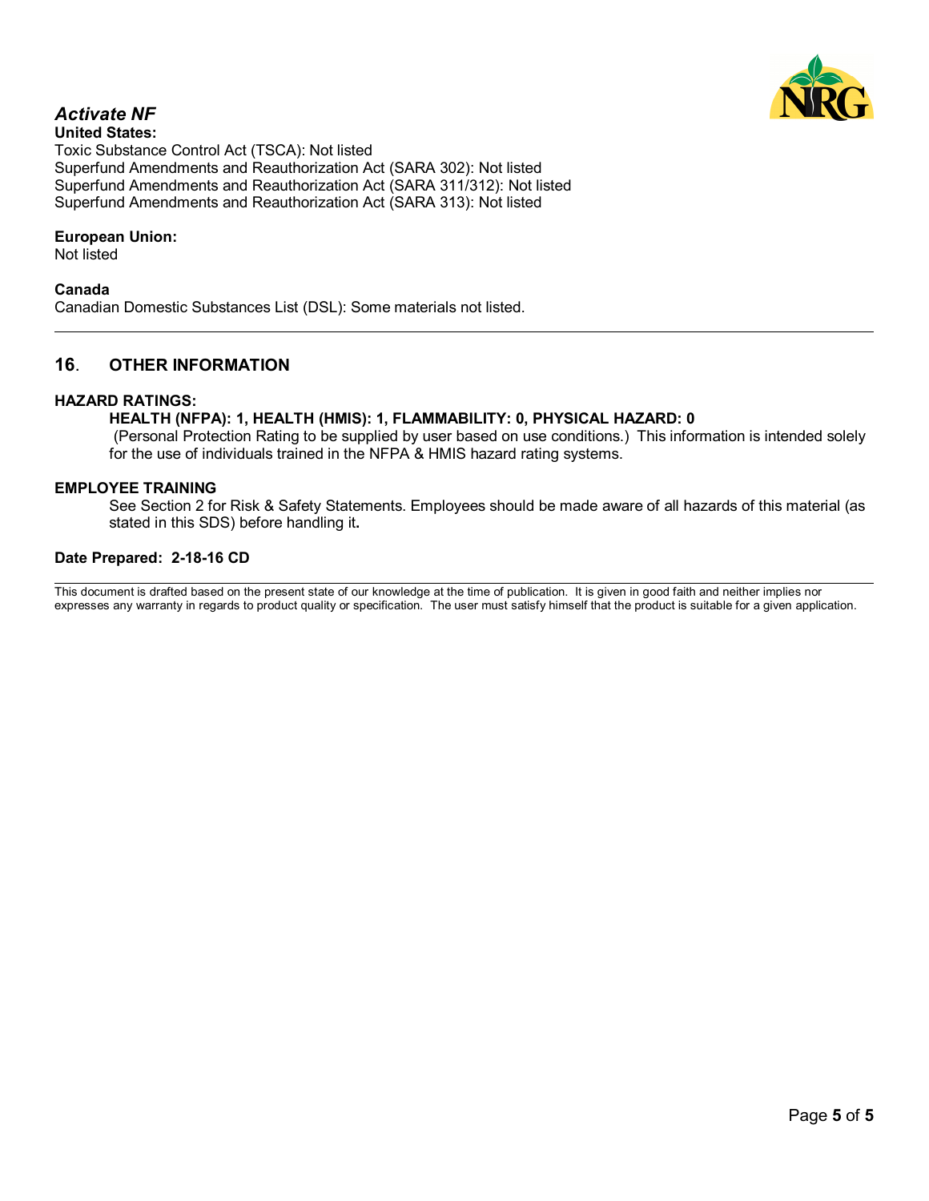*Activate NF*

**United States:**
Toxic Substance Control Act (TSCA): Not listed
Superfund Amendments and Reauthorization Act (SARA 302): Not listed
Superfund Amendments and Reauthorization Act (SARA 311/312): Not listed
Superfund Amendments and Reauthorization Act (SARA 313): Not listed

**European Union:**
Not listed

**Canada**
Canadian Domestic Substances List (DSL): Some materials not listed.

---

## 16. OTHER INFORMATION

**HAZARD RATINGS:**

**HEALTH (NFPA): 1, HEALTH (HMIS): 1, FLAMMABILITY: 0, PHYSICAL HAZARD: 0**
(Personal Protection Rating to be supplied by user based on use conditions.) This information is intended solely for the use of individuals trained in the NFPA & HMIS hazard rating systems.

**EMPLOYEE TRAINING**

See Section 2 for Risk & Safety Statements. Employees should be made aware of all hazards of this material (as stated in this SDS) before handling it**.**

**Date Prepared: 2-18-16 CD**

---

This document is drafted based on the present state of our knowledge at the time of publication. It is given in good faith and neither implies nor expresses any warranty in regards to product quality or specification. The user must satisfy himself that the product is suitable for a given application.